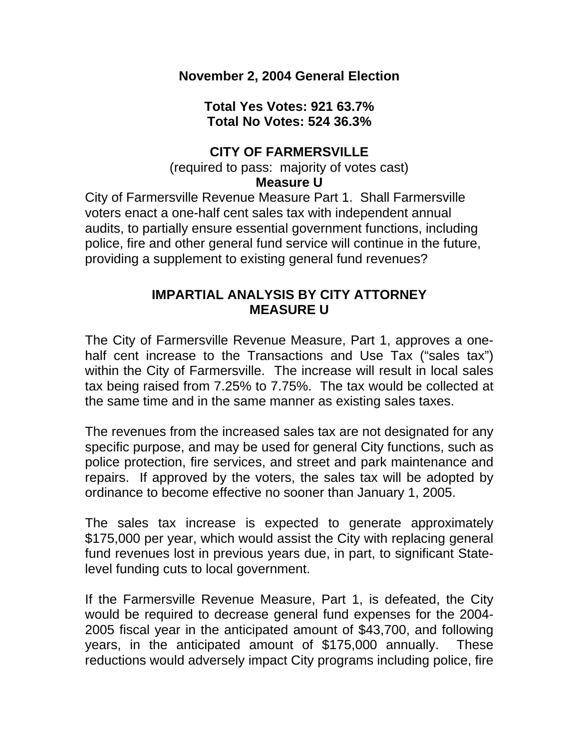**November 2, 2004 General Election**

**Total Yes Votes: 921 63.7%**
**Total No Votes: 524 36.3%**

**CITY OF FARMERSVILLE**

(required to pass: majority of votes cast)

**Measure U**

City of Farmersville Revenue Measure Part 1. Shall Farmersville voters enact a one-half cent sales tax with independent annual audits, to partially ensure essential government functions, including police, fire and other general fund service will continue in the future, providing a supplement to existing general fund revenues?

## IMPARTIAL ANALYSIS BY CITY ATTORNEY MEASURE U

The City of Farmersville Revenue Measure, Part 1, approves a one-half cent increase to the Transactions and Use Tax ("sales tax") within the City of Farmersville. The increase will result in local sales tax being raised from 7.25% to 7.75%. The tax would be collected at the same time and in the same manner as existing sales taxes.

The revenues from the increased sales tax are not designated for any specific purpose, and may be used for general City functions, such as police protection, fire services, and street and park maintenance and repairs. If approved by the voters, the sales tax will be adopted by ordinance to become effective no sooner than January 1, 2005.

The sales tax increase is expected to generate approximately $175,000 per year, which would assist the City with replacing general fund revenues lost in previous years due, in part, to significant State-level funding cuts to local government.

If the Farmersville Revenue Measure, Part 1, is defeated, the City would be required to decrease general fund expenses for the 2004-2005 fiscal year in the anticipated amount of $43,700, and following years, in the anticipated amount of $175,000 annually. These reductions would adversely impact City programs including police, fire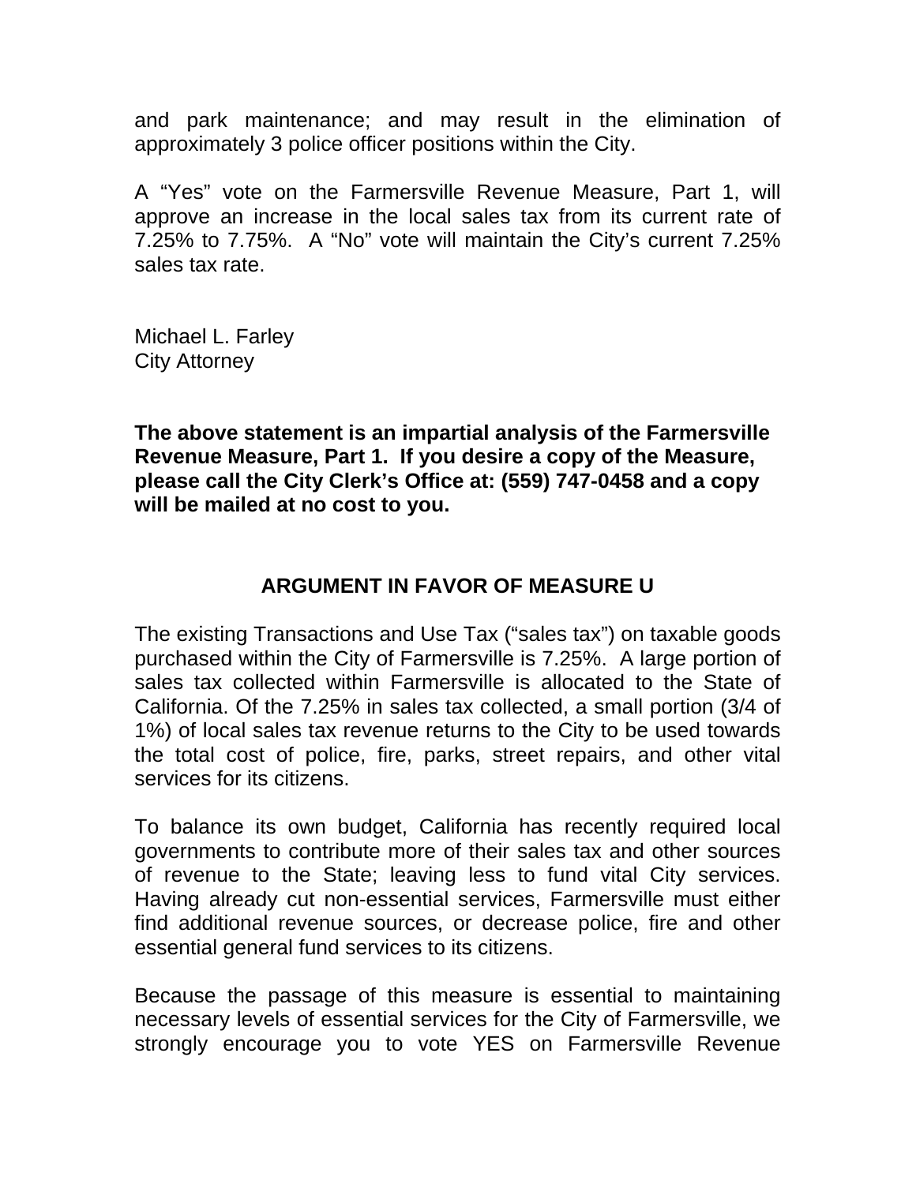and park maintenance; and may result in the elimination of approximately 3 police officer positions within the City.

A "Yes" vote on the Farmersville Revenue Measure, Part 1, will approve an increase in the local sales tax from its current rate of 7.25% to 7.75%. A "No" vote will maintain the City's current 7.25% sales tax rate.

Michael L. Farley
City Attorney

**The above statement is an impartial analysis of the Farmersville Revenue Measure, Part 1. If you desire a copy of the Measure, please call the City Clerk's Office at: (559) 747-0458 and a copy will be mailed at no cost to you.**

## ARGUMENT IN FAVOR OF MEASURE U

The existing Transactions and Use Tax ("sales tax") on taxable goods purchased within the City of Farmersville is 7.25%. A large portion of sales tax collected within Farmersville is allocated to the State of California. Of the 7.25% in sales tax collected, a small portion (3/4 of 1%) of local sales tax revenue returns to the City to be used towards the total cost of police, fire, parks, street repairs, and other vital services for its citizens.

To balance its own budget, California has recently required local governments to contribute more of their sales tax and other sources of revenue to the State; leaving less to fund vital City services. Having already cut non-essential services, Farmersville must either find additional revenue sources, or decrease police, fire and other essential general fund services to its citizens.

Because the passage of this measure is essential to maintaining necessary levels of essential services for the City of Farmersville, we strongly encourage you to vote YES on Farmersville Revenue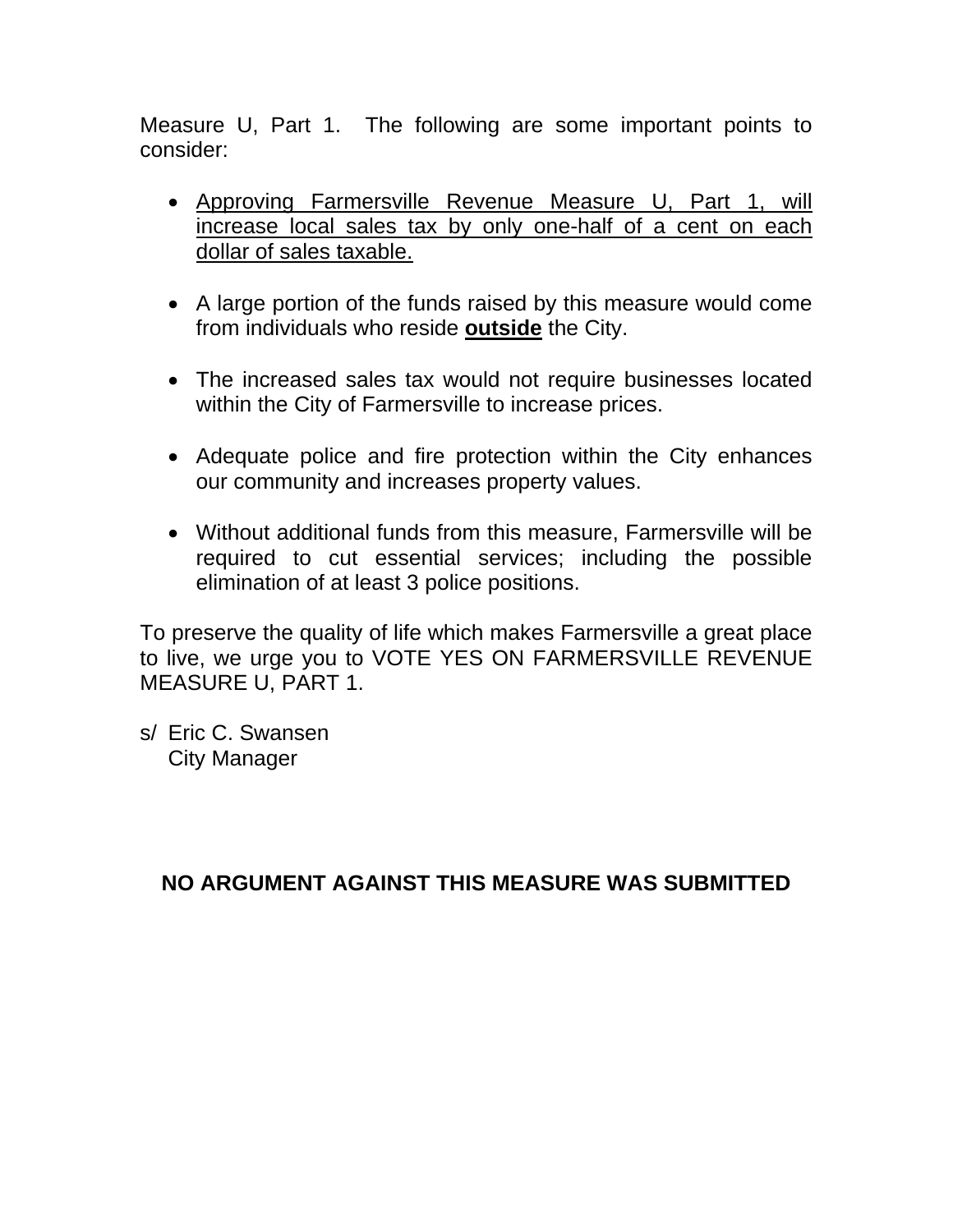Measure U, Part 1. The following are some important points to consider:

- <u>Approving Farmersville Revenue Measure U, Part 1, will increase local sales tax by only one-half of a cent on each dollar of sales taxable.</u>

- A large portion of the funds raised by this measure would come from individuals who reside **<u>outside</u>** the City.

- The increased sales tax would not require businesses located within the City of Farmersville to increase prices.

- Adequate police and fire protection within the City enhances our community and increases property values.

- Without additional funds from this measure, Farmersville will be required to cut essential services; including the possible elimination of at least 3 police positions.

To preserve the quality of life which makes Farmersville a great place to live, we urge you to VOTE YES ON FARMERSVILLE REVENUE MEASURE U, PART 1.

s/ Eric C. Swansen
City Manager

**NO ARGUMENT AGAINST THIS MEASURE WAS SUBMITTED**